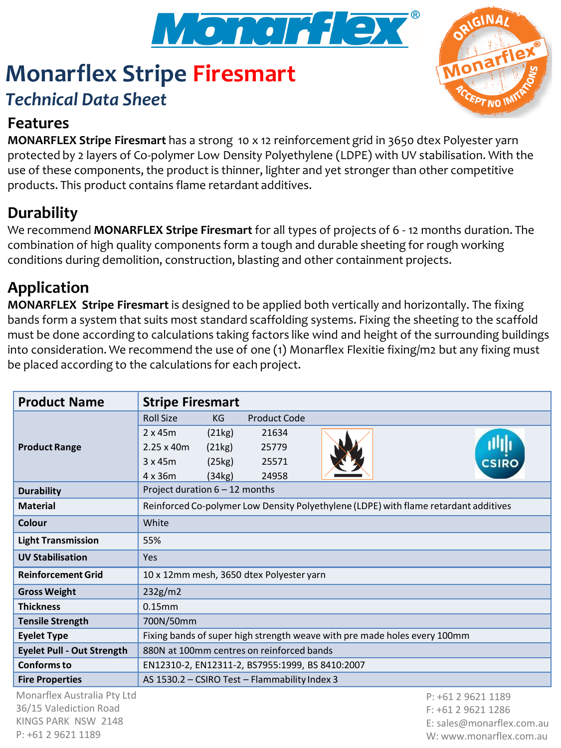# Monarflex Stripe Firesmart

## *Technical Data Sheet*

## Features

**MONARFLEX Stripe Firesmart** has a strong 10 x 12 reinforcement grid in 3650 dtex Polyester yarn protected by 2 layers of Co-polymer Low Density Polyethylene (LDPE) with UV stabilisation. With the use of these components, the product is thinner, lighter and yet stronger than other competitive products. This product contains flame retardant additives.

## Durability

We recommend **MONARFLEX Stripe Firesmart** for all types of projects of 6 - 12 months duration. The combination of high quality components form a tough and durable sheeting for rough working conditions during demolition, construction, blasting and other containment projects.

## Application

**MONARFLEX Stripe Firesmart** is designed to be applied both vertically and horizontally. The fixing bands form a system that suits most standard scaffolding systems. Fixing the sheeting to the scaffold must be done according to calculations taking factors like wind and height of the surrounding buildings into consideration. We recommend the use of one (1) Monarflex Flexitie fixing/m2 but any fixing must be placed according to the calculations for each project.

| **Product Name** | **Stripe Firesmart** |
|---|---|
| **Product Range** | Roll Size / KG / Product Code<br>2 x 45m (21kg) 21634<br>2.25 x 40m (21kg) 25779<br>3 x 45m (25kg) 25571<br>4 x 36m (34kg) 24958 |
| **Durability** | Project duration 6 – 12 months |
| **Material** | Reinforced Co-polymer Low Density Polyethylene (LDPE) with flame retardant additives |
| **Colour** | White |
| **Light Transmission** | 55% |
| **UV Stabilisation** | Yes |
| **Reinforcement Grid** | 10 x 12mm mesh, 3650 dtex Polyester yarn |
| **Gross Weight** | 232g/m2 |
| **Thickness** | 0.15mm |
| **Tensile Strength** | 700N/50mm |
| **Eyelet Type** | Fixing bands of super high strength weave with pre made holes every 100mm |
| **Eyelet Pull - Out Strength** | 880N at 100mm centres on reinforced bands |
| **Conforms to** | EN12310-2, EN12311-2, BS7955:1999, BS 8410:2007 |
| **Fire Properties** | AS 1530.2 – CSIRO Test – Flammability Index 3 |

Monarflex Australia Pty Ltd
36/15 Valediction Road
KINGS PARK NSW 2148
P: +61 2 9621 1189

P: +61 2 9621 1189
F: +61 2 9621 1286
E: sales@monarflex.com.au
W: www.monarflex.com.au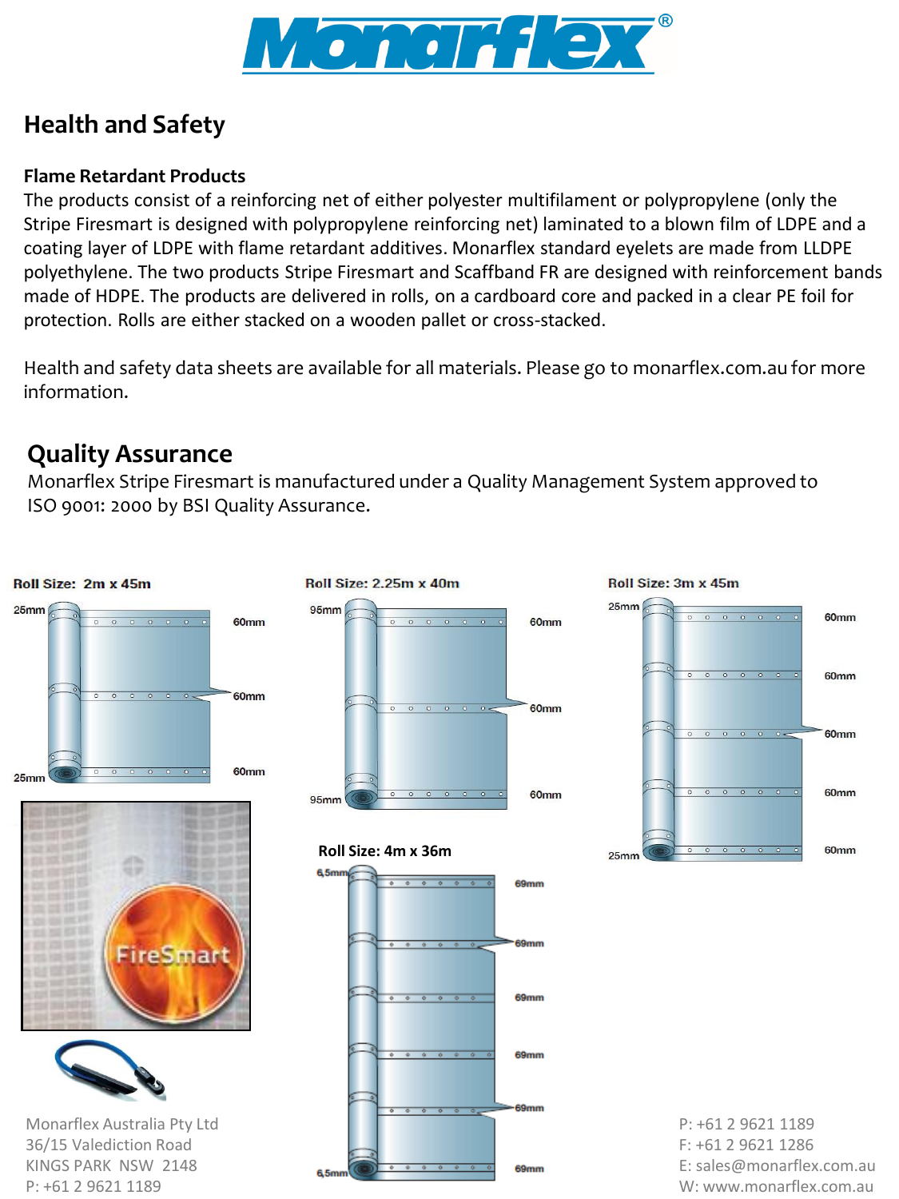Monarflex®

# Health and Safety

### Flame Retardant Products

The products consist of a reinforcing net of either polyester multifilament or polypropylene (only the Stripe Firesmart is designed with polypropylene reinforcing net) laminated to a blown film of LDPE and a coating layer of LDPE with flame retardant additives. Monarflex standard eyelets are made from LLDPE polyethylene. The two products Stripe Firesmart and Scaffband FR are designed with reinforcement bands made of HDPE. The products are delivered in rolls, on a cardboard core and packed in a clear PE foil for protection. Rolls are either stacked on a wooden pallet or cross-stacked.

Health and safety data sheets are available for all materials. Please go to monarflex.com.au for more information.

# Quality Assurance

Monarflex Stripe Firesmart is manufactured under a Quality Management System approved to ISO 9001: 2000 by BSI Quality Assurance.

**Roll Size: 2m x 45m**

25mm
60mm
60mm
25mm
60mm

**Roll Size: 2.25m x 40m**

95mm
60mm
60mm
95mm
60mm

**Roll Size: 3m x 45m**

25mm
60mm
60mm
60mm
60mm
25mm
60mm

**Roll Size: 4m x 36m**

6,5mm
69mm
69mm
69mm
69mm
69mm
6,5mm
69mm

FireSmart

Monarflex Australia Pty Ltd
36/15 Valediction Road
KINGS PARK NSW 2148
P: +61 2 9621 1189

P: +61 2 9621 1189
F: +61 2 9621 1286
E: sales@monarflex.com.au
W: www.monarflex.com.au